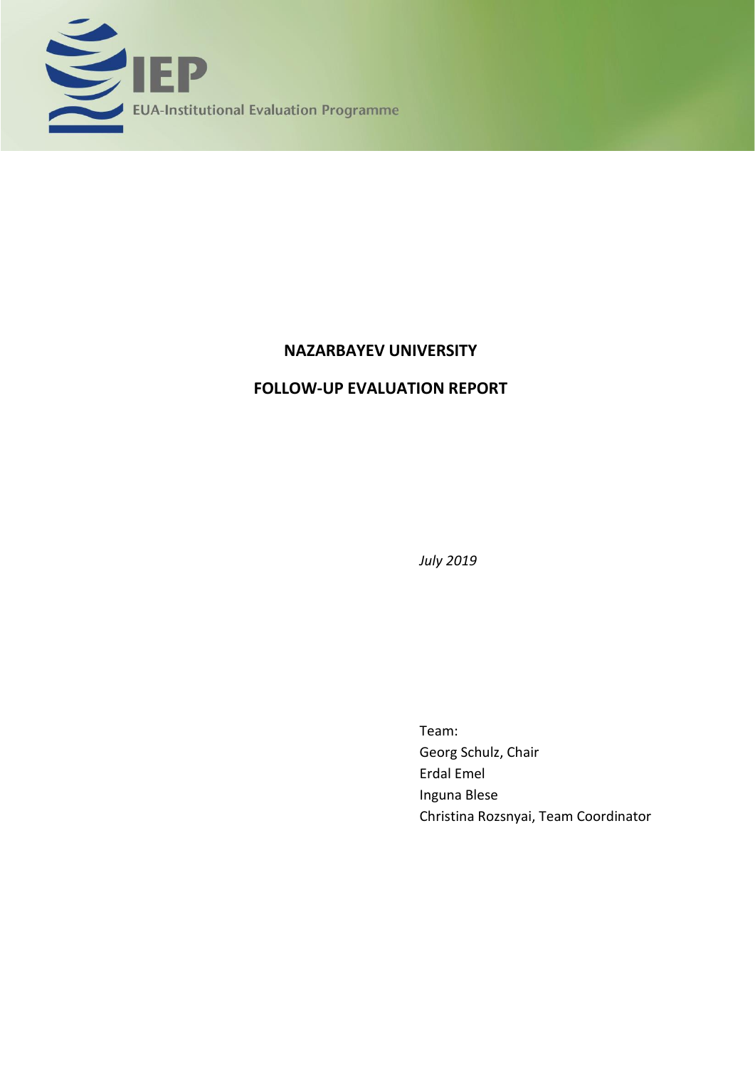IEP

EUA-Institutional Evaluation Programme

# NAZARBAYEV UNIVERSITY

# FOLLOW-UP EVALUATION REPORT

*July 2019*

Team:
Georg Schulz, Chair
Erdal Emel
Inguna Blese
Christina Rozsnyai, Team Coordinator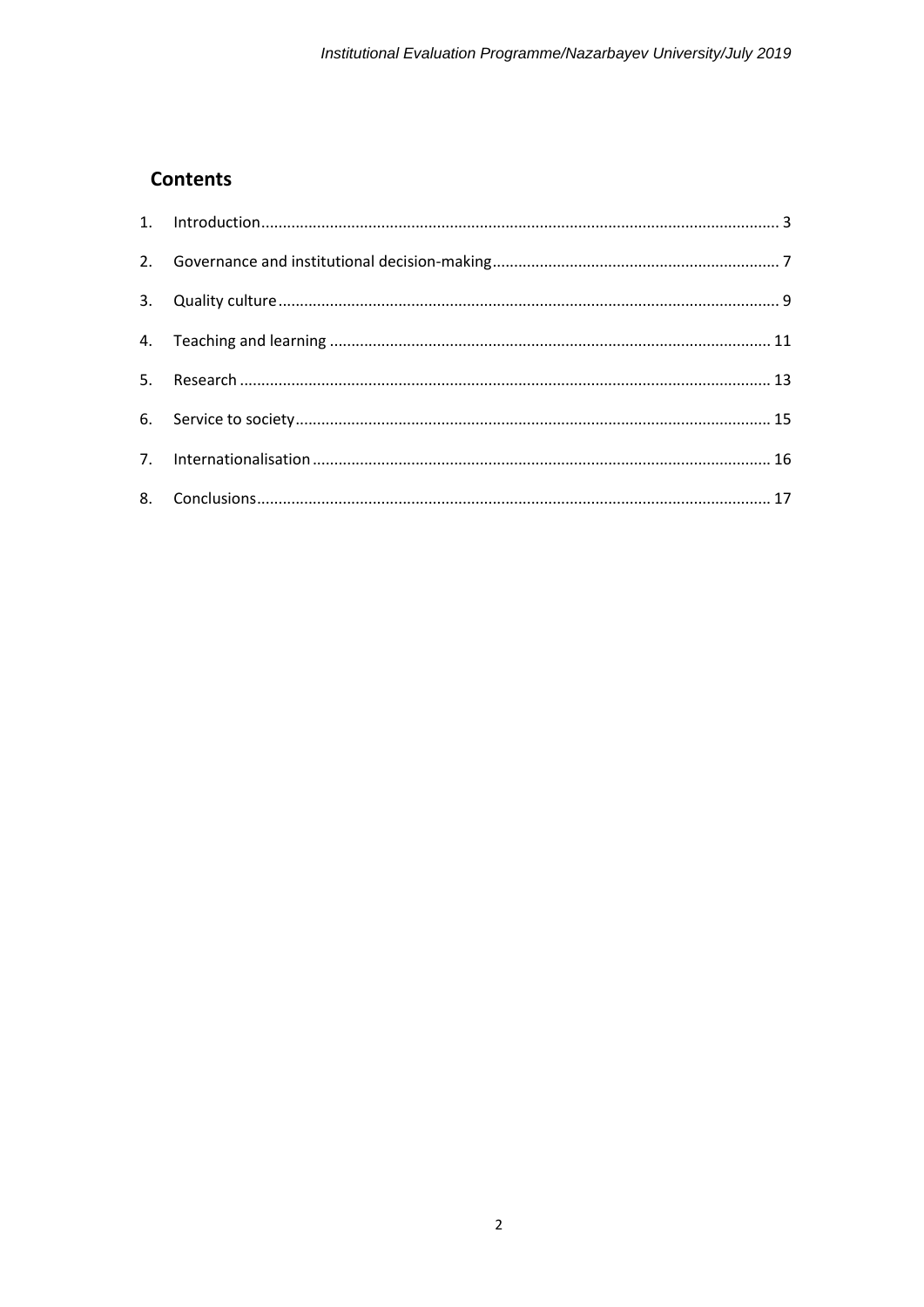## Contents

1. Introduction ........................................................................ 3
2. Governance and institutional decision-making ........................................................................ 7
3. Quality culture ........................................................................ 9
4. Teaching and learning ........................................................................ 11
5. Research ........................................................................ 13
6. Service to society ........................................................................ 15
7. Internationalisation ........................................................................ 16
8. Conclusions ........................................................................ 17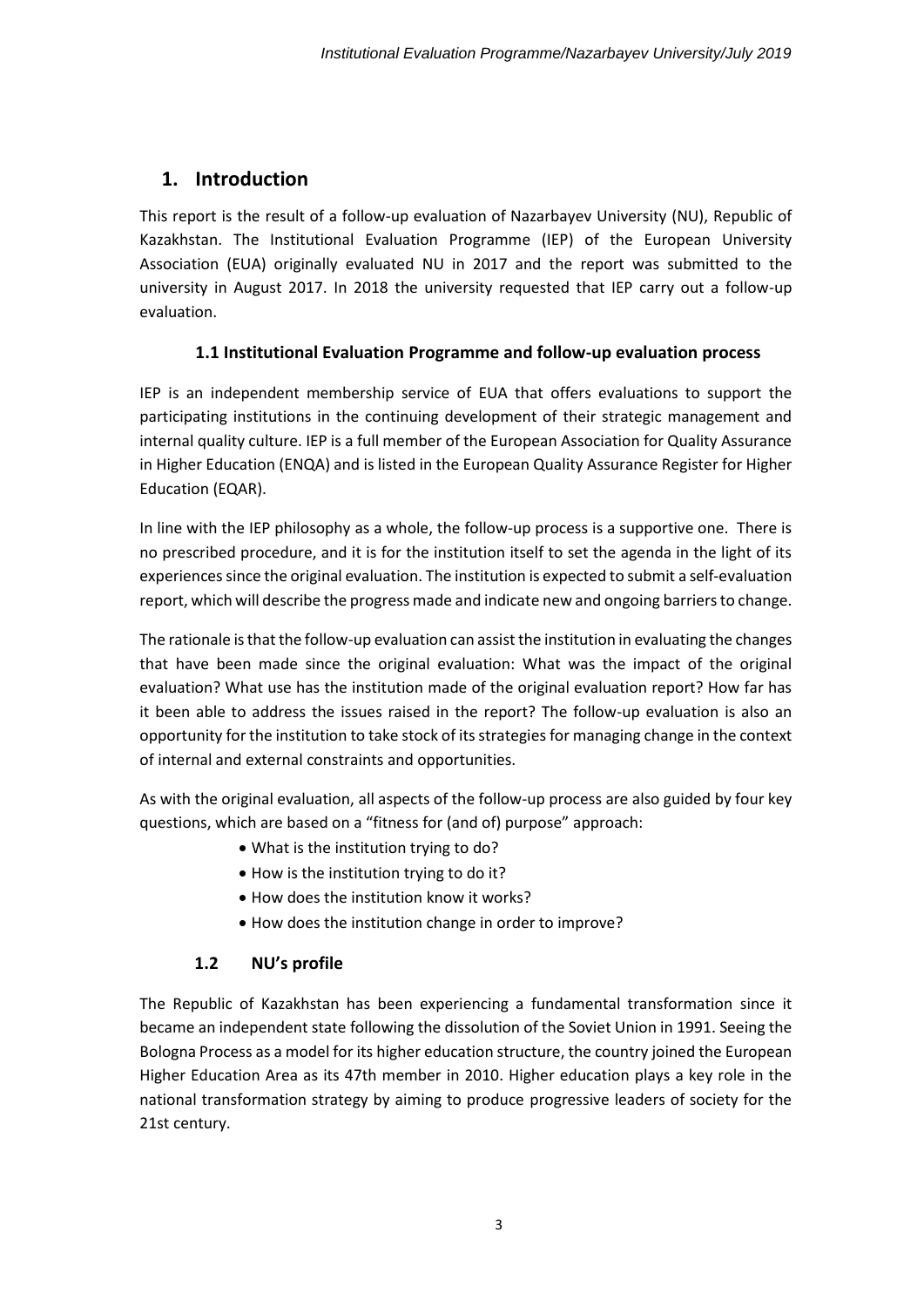# 1. Introduction

This report is the result of a follow-up evaluation of Nazarbayev University (NU), Republic of Kazakhstan. The Institutional Evaluation Programme (IEP) of the European University Association (EUA) originally evaluated NU in 2017 and the report was submitted to the university in August 2017. In 2018 the university requested that IEP carry out a follow-up evaluation.

## 1.1 Institutional Evaluation Programme and follow-up evaluation process

IEP is an independent membership service of EUA that offers evaluations to support the participating institutions in the continuing development of their strategic management and internal quality culture. IEP is a full member of the European Association for Quality Assurance in Higher Education (ENQA) and is listed in the European Quality Assurance Register for Higher Education (EQAR).

In line with the IEP philosophy as a whole, the follow-up process is a supportive one. There is no prescribed procedure, and it is for the institution itself to set the agenda in the light of its experiences since the original evaluation. The institution is expected to submit a self-evaluation report, which will describe the progress made and indicate new and ongoing barriers to change.

The rationale is that the follow-up evaluation can assist the institution in evaluating the changes that have been made since the original evaluation: What was the impact of the original evaluation? What use has the institution made of the original evaluation report? How far has it been able to address the issues raised in the report? The follow-up evaluation is also an opportunity for the institution to take stock of its strategies for managing change in the context of internal and external constraints and opportunities.

As with the original evaluation, all aspects of the follow-up process are also guided by four key questions, which are based on a "fitness for (and of) purpose" approach:

- What is the institution trying to do?
- How is the institution trying to do it?
- How does the institution know it works?
- How does the institution change in order to improve?

## 1.2 NU's profile

The Republic of Kazakhstan has been experiencing a fundamental transformation since it became an independent state following the dissolution of the Soviet Union in 1991. Seeing the Bologna Process as a model for its higher education structure, the country joined the European Higher Education Area as its 47th member in 2010. Higher education plays a key role in the national transformation strategy by aiming to produce progressive leaders of society for the 21st century.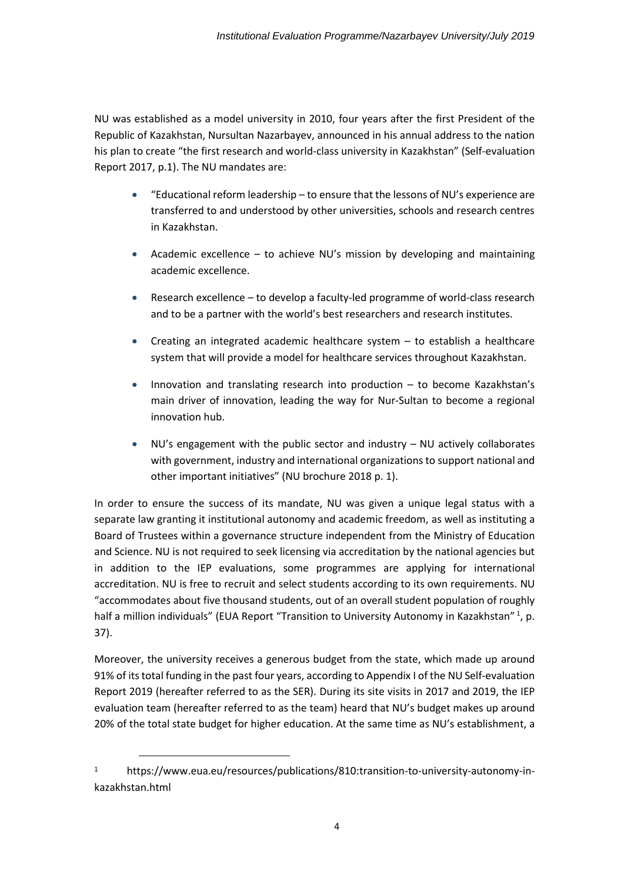NU was established as a model university in 2010, four years after the first President of the Republic of Kazakhstan, Nursultan Nazarbayev, announced in his annual address to the nation his plan to create "the first research and world-class university in Kazakhstan" (Self-evaluation Report 2017, p.1). The NU mandates are:

- "Educational reform leadership – to ensure that the lessons of NU's experience are transferred to and understood by other universities, schools and research centres in Kazakhstan.
- Academic excellence – to achieve NU's mission by developing and maintaining academic excellence.
- Research excellence – to develop a faculty-led programme of world-class research and to be a partner with the world's best researchers and research institutes.
- Creating an integrated academic healthcare system – to establish a healthcare system that will provide a model for healthcare services throughout Kazakhstan.
- Innovation and translating research into production – to become Kazakhstan's main driver of innovation, leading the way for Nur-Sultan to become a regional innovation hub.
- NU's engagement with the public sector and industry – NU actively collaborates with government, industry and international organizations to support national and other important initiatives" (NU brochure 2018 p. 1).

In order to ensure the success of its mandate, NU was given a unique legal status with a separate law granting it institutional autonomy and academic freedom, as well as instituting a Board of Trustees within a governance structure independent from the Ministry of Education and Science. NU is not required to seek licensing via accreditation by the national agencies but in addition to the IEP evaluations, some programmes are applying for international accreditation. NU is free to recruit and select students according to its own requirements. NU "accommodates about five thousand students, out of an overall student population of roughly half a million individuals" (EUA Report "Transition to University Autonomy in Kazakhstan" [1], p. 37).

Moreover, the university receives a generous budget from the state, which made up around 91% of its total funding in the past four years, according to Appendix I of the NU Self-evaluation Report 2019 (hereafter referred to as the SER). During its site visits in 2017 and 2019, the IEP evaluation team (hereafter referred to as the team) heard that NU's budget makes up around 20% of the total state budget for higher education. At the same time as NU's establishment, a

[1] https://www.eua.eu/resources/publications/810:transition-to-university-autonomy-in-kazakhstan.html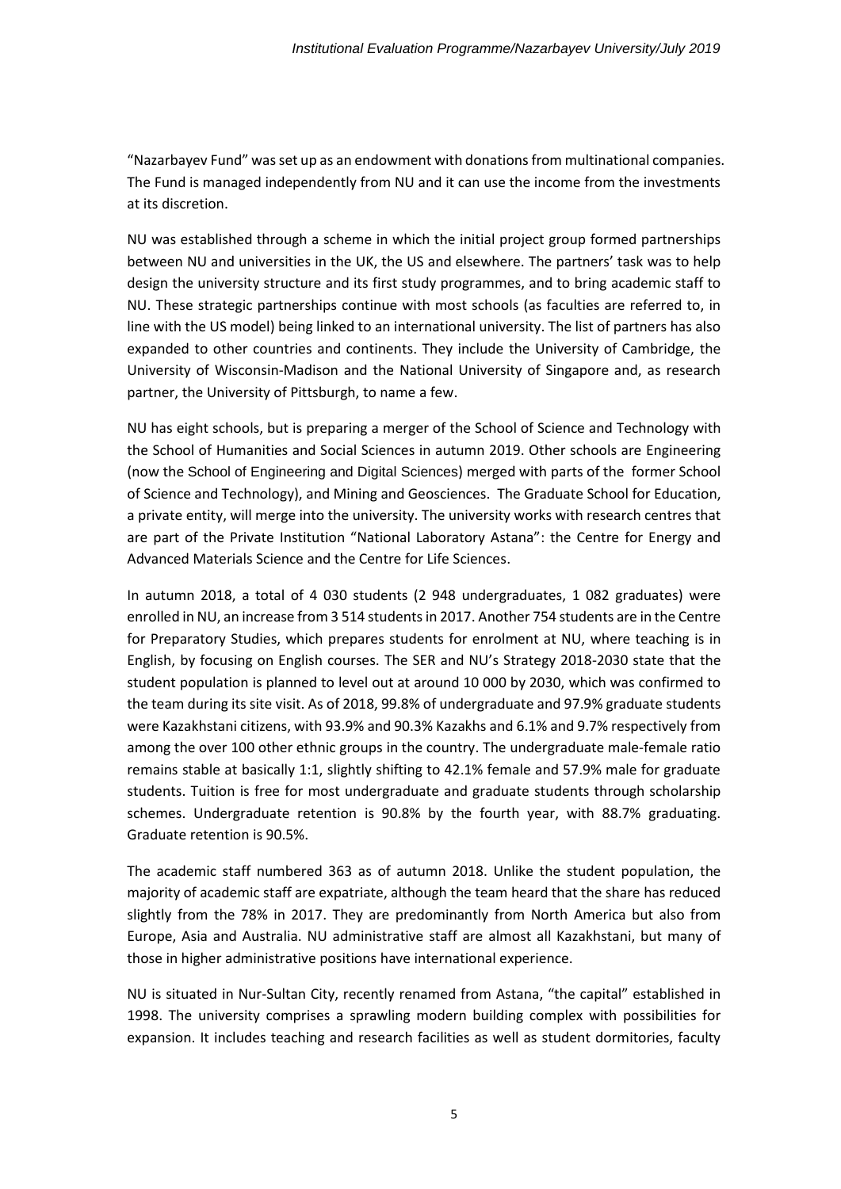“Nazarbayev Fund” was set up as an endowment with donations from multinational companies. The Fund is managed independently from NU and it can use the income from the investments at its discretion.

NU was established through a scheme in which the initial project group formed partnerships between NU and universities in the UK, the US and elsewhere. The partners’ task was to help design the university structure and its first study programmes, and to bring academic staff to NU. These strategic partnerships continue with most schools (as faculties are referred to, in line with the US model) being linked to an international university. The list of partners has also expanded to other countries and continents. They include the University of Cambridge, the University of Wisconsin-Madison and the National University of Singapore and, as research partner, the University of Pittsburgh, to name a few.

NU has eight schools, but is preparing a merger of the School of Science and Technology with the School of Humanities and Social Sciences in autumn 2019. Other schools are Engineering (now the School of Engineering and Digital Sciences) merged with parts of the former School of Science and Technology), and Mining and Geosciences. The Graduate School for Education, a private entity, will merge into the university. The university works with research centres that are part of the Private Institution “National Laboratory Astana”: the Centre for Energy and Advanced Materials Science and the Centre for Life Sciences.

In autumn 2018, a total of 4 030 students (2 948 undergraduates, 1 082 graduates) were enrolled in NU, an increase from 3 514 students in 2017. Another 754 students are in the Centre for Preparatory Studies, which prepares students for enrolment at NU, where teaching is in English, by focusing on English courses. The SER and NU’s Strategy 2018-2030 state that the student population is planned to level out at around 10 000 by 2030, which was confirmed to the team during its site visit. As of 2018, 99.8% of undergraduate and 97.9% graduate students were Kazakhstani citizens, with 93.9% and 90.3% Kazakhs and 6.1% and 9.7% respectively from among the over 100 other ethnic groups in the country. The undergraduate male-female ratio remains stable at basically 1:1, slightly shifting to 42.1% female and 57.9% male for graduate students. Tuition is free for most undergraduate and graduate students through scholarship schemes. Undergraduate retention is 90.8% by the fourth year, with 88.7% graduating. Graduate retention is 90.5%.

The academic staff numbered 363 as of autumn 2018. Unlike the student population, the majority of academic staff are expatriate, although the team heard that the share has reduced slightly from the 78% in 2017. They are predominantly from North America but also from Europe, Asia and Australia. NU administrative staff are almost all Kazakhstani, but many of those in higher administrative positions have international experience.

NU is situated in Nur-Sultan City, recently renamed from Astana, “the capital” established in 1998. The university comprises a sprawling modern building complex with possibilities for expansion. It includes teaching and research facilities as well as student dormitories, faculty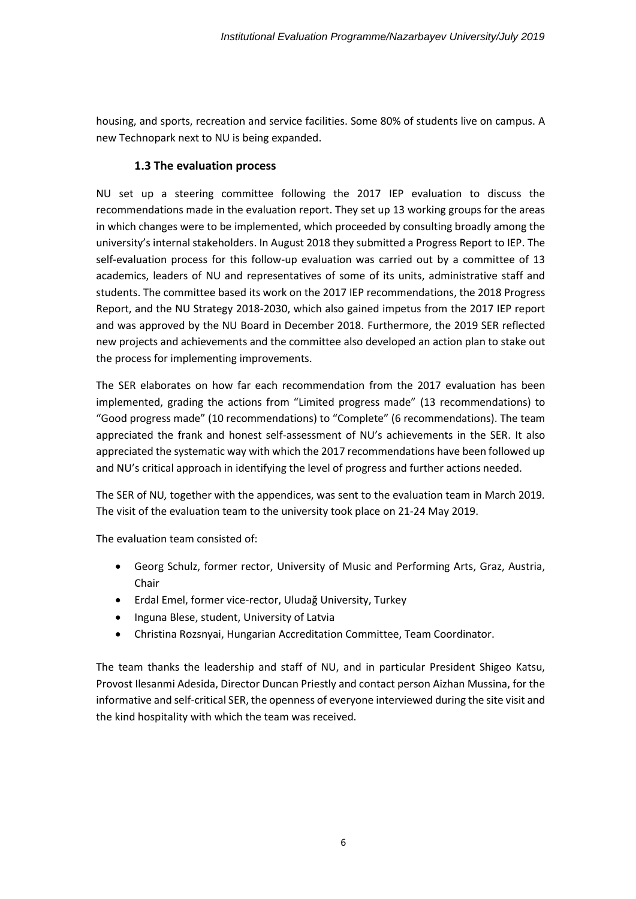housing, and sports, recreation and service facilities. Some 80% of students live on campus. A new Technopark next to NU is being expanded.

### 1.3 The evaluation process

NU set up a steering committee following the 2017 IEP evaluation to discuss the recommendations made in the evaluation report. They set up 13 working groups for the areas in which changes were to be implemented, which proceeded by consulting broadly among the university's internal stakeholders. In August 2018 they submitted a Progress Report to IEP. The self-evaluation process for this follow-up evaluation was carried out by a committee of 13 academics, leaders of NU and representatives of some of its units, administrative staff and students. The committee based its work on the 2017 IEP recommendations, the 2018 Progress Report, and the NU Strategy 2018-2030, which also gained impetus from the 2017 IEP report and was approved by the NU Board in December 2018. Furthermore, the 2019 SER reflected new projects and achievements and the committee also developed an action plan to stake out the process for implementing improvements.

The SER elaborates on how far each recommendation from the 2017 evaluation has been implemented, grading the actions from "Limited progress made" (13 recommendations) to "Good progress made" (10 recommendations) to "Complete" (6 recommendations). The team appreciated the frank and honest self-assessment of NU's achievements in the SER. It also appreciated the systematic way with which the 2017 recommendations have been followed up and NU's critical approach in identifying the level of progress and further actions needed.

The SER of NU, together with the appendices, was sent to the evaluation team in March 2019. The visit of the evaluation team to the university took place on 21-24 May 2019.

The evaluation team consisted of:

- Georg Schulz, former rector, University of Music and Performing Arts, Graz, Austria, Chair
- Erdal Emel, former vice-rector, Uludağ University, Turkey
- Inguna Blese, student, University of Latvia
- Christina Rozsnyai, Hungarian Accreditation Committee, Team Coordinator.

The team thanks the leadership and staff of NU, and in particular President Shigeo Katsu, Provost Ilesanmi Adesida, Director Duncan Priestly and contact person Aizhan Mussina, for the informative and self-critical SER, the openness of everyone interviewed during the site visit and the kind hospitality with which the team was received.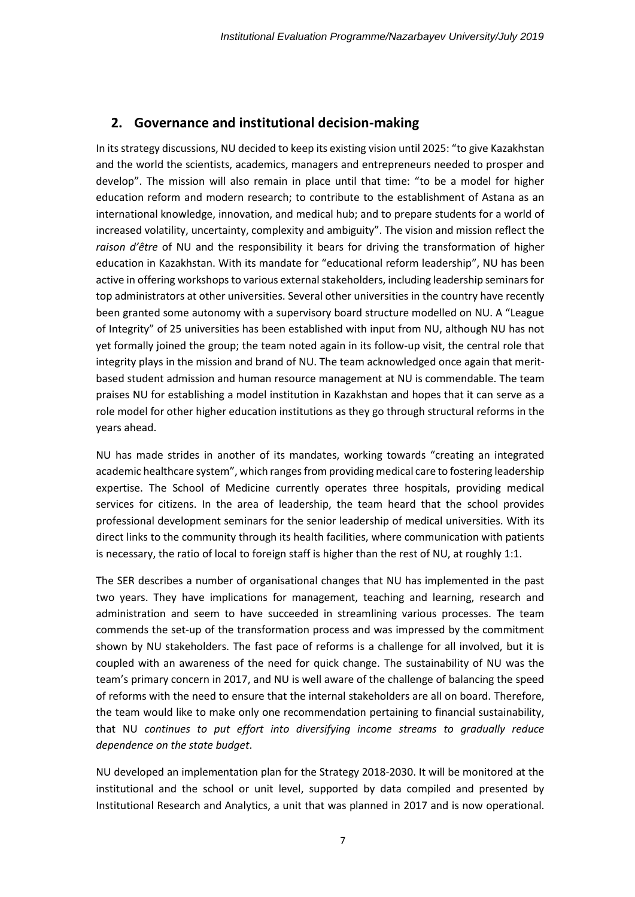## 2. Governance and institutional decision-making

In its strategy discussions, NU decided to keep its existing vision until 2025: "to give Kazakhstan and the world the scientists, academics, managers and entrepreneurs needed to prosper and develop". The mission will also remain in place until that time: "to be a model for higher education reform and modern research; to contribute to the establishment of Astana as an international knowledge, innovation, and medical hub; and to prepare students for a world of increased volatility, uncertainty, complexity and ambiguity". The vision and mission reflect the *raison d'être* of NU and the responsibility it bears for driving the transformation of higher education in Kazakhstan. With its mandate for "educational reform leadership", NU has been active in offering workshops to various external stakeholders, including leadership seminars for top administrators at other universities. Several other universities in the country have recently been granted some autonomy with a supervisory board structure modelled on NU. A "League of Integrity" of 25 universities has been established with input from NU, although NU has not yet formally joined the group; the team noted again in its follow-up visit, the central role that integrity plays in the mission and brand of NU. The team acknowledged once again that merit-based student admission and human resource management at NU is commendable. The team praises NU for establishing a model institution in Kazakhstan and hopes that it can serve as a role model for other higher education institutions as they go through structural reforms in the years ahead.

NU has made strides in another of its mandates, working towards "creating an integrated academic healthcare system", which ranges from providing medical care to fostering leadership expertise. The School of Medicine currently operates three hospitals, providing medical services for citizens. In the area of leadership, the team heard that the school provides professional development seminars for the senior leadership of medical universities. With its direct links to the community through its health facilities, where communication with patients is necessary, the ratio of local to foreign staff is higher than the rest of NU, at roughly 1:1.

The SER describes a number of organisational changes that NU has implemented in the past two years. They have implications for management, teaching and learning, research and administration and seem to have succeeded in streamlining various processes. The team commends the set-up of the transformation process and was impressed by the commitment shown by NU stakeholders. The fast pace of reforms is a challenge for all involved, but it is coupled with an awareness of the need for quick change. The sustainability of NU was the team's primary concern in 2017, and NU is well aware of the challenge of balancing the speed of reforms with the need to ensure that the internal stakeholders are all on board. Therefore, the team would like to make only one recommendation pertaining to financial sustainability, that NU *continues to put effort into diversifying income streams to gradually reduce dependence on the state budget*.

NU developed an implementation plan for the Strategy 2018-2030. It will be monitored at the institutional and the school or unit level, supported by data compiled and presented by Institutional Research and Analytics, a unit that was planned in 2017 and is now operational.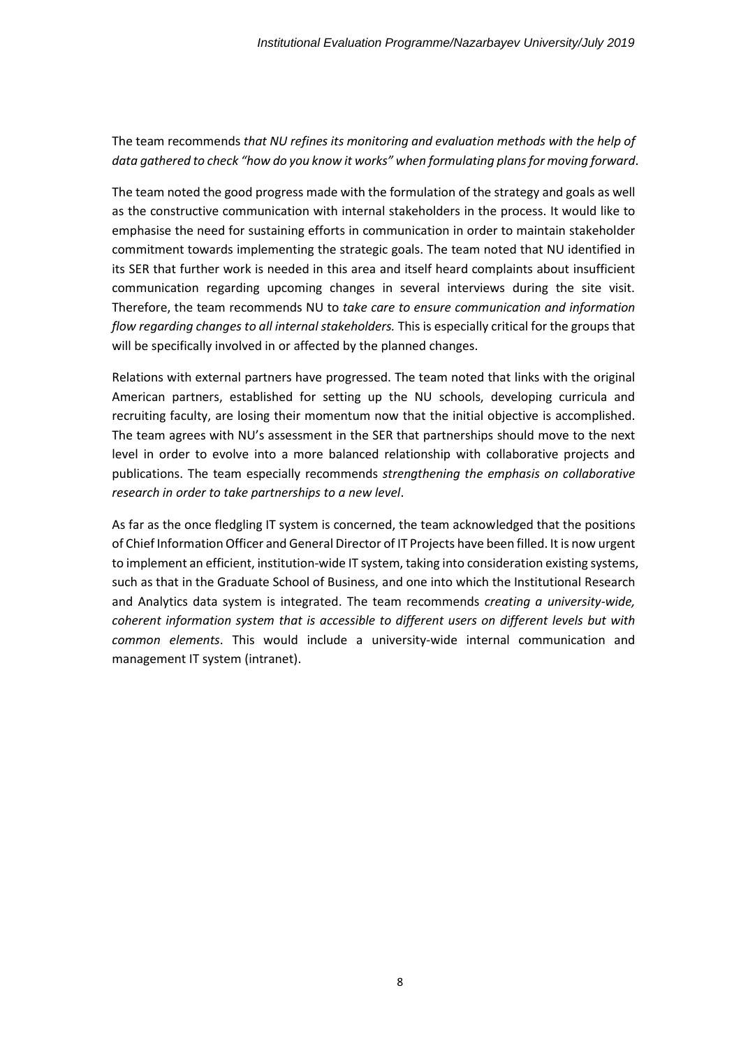The team recommends *that NU refines its monitoring and evaluation methods with the help of data gathered to check "how do you know it works" when formulating plans for moving forward*.

The team noted the good progress made with the formulation of the strategy and goals as well as the constructive communication with internal stakeholders in the process. It would like to emphasise the need for sustaining efforts in communication in order to maintain stakeholder commitment towards implementing the strategic goals. The team noted that NU identified in its SER that further work is needed in this area and itself heard complaints about insufficient communication regarding upcoming changes in several interviews during the site visit. Therefore, the team recommends NU to *take care to ensure communication and information flow regarding changes to all internal stakeholders.* This is especially critical for the groups that will be specifically involved in or affected by the planned changes.

Relations with external partners have progressed. The team noted that links with the original American partners, established for setting up the NU schools, developing curricula and recruiting faculty, are losing their momentum now that the initial objective is accomplished. The team agrees with NU's assessment in the SER that partnerships should move to the next level in order to evolve into a more balanced relationship with collaborative projects and publications. The team especially recommends *strengthening the emphasis on collaborative research in order to take partnerships to a new level*.

As far as the once fledgling IT system is concerned, the team acknowledged that the positions of Chief Information Officer and General Director of IT Projects have been filled. It is now urgent to implement an efficient, institution-wide IT system, taking into consideration existing systems, such as that in the Graduate School of Business, and one into which the Institutional Research and Analytics data system is integrated. The team recommends *creating a university-wide, coherent information system that is accessible to different users on different levels but with common elements*. This would include a university-wide internal communication and management IT system (intranet).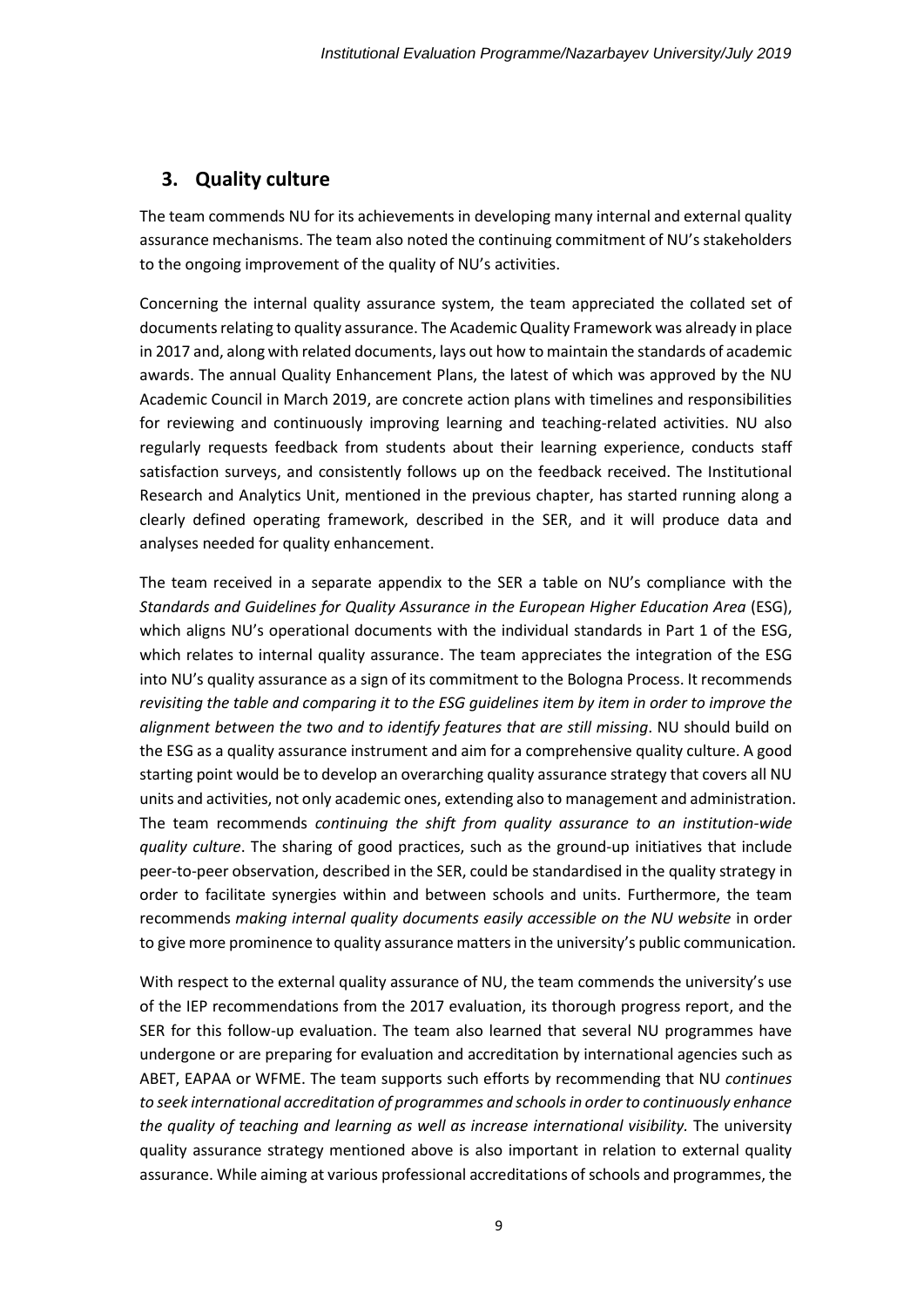## 3. Quality culture

The team commends NU for its achievements in developing many internal and external quality assurance mechanisms. The team also noted the continuing commitment of NU's stakeholders to the ongoing improvement of the quality of NU's activities.

Concerning the internal quality assurance system, the team appreciated the collated set of documents relating to quality assurance. The Academic Quality Framework was already in place in 2017 and, along with related documents, lays out how to maintain the standards of academic awards. The annual Quality Enhancement Plans, the latest of which was approved by the NU Academic Council in March 2019, are concrete action plans with timelines and responsibilities for reviewing and continuously improving learning and teaching-related activities. NU also regularly requests feedback from students about their learning experience, conducts staff satisfaction surveys, and consistently follows up on the feedback received. The Institutional Research and Analytics Unit, mentioned in the previous chapter, has started running along a clearly defined operating framework, described in the SER, and it will produce data and analyses needed for quality enhancement.

The team received in a separate appendix to the SER a table on NU's compliance with the *Standards and Guidelines for Quality Assurance in the European Higher Education Area* (ESG), which aligns NU's operational documents with the individual standards in Part 1 of the ESG, which relates to internal quality assurance. The team appreciates the integration of the ESG into NU's quality assurance as a sign of its commitment to the Bologna Process. It recommends *revisiting the table and comparing it to the ESG guidelines item by item in order to improve the alignment between the two and to identify features that are still missing*. NU should build on the ESG as a quality assurance instrument and aim for a comprehensive quality culture. A good starting point would be to develop an overarching quality assurance strategy that covers all NU units and activities, not only academic ones, extending also to management and administration. The team recommends *continuing the shift from quality assurance to an institution-wide quality culture*. The sharing of good practices, such as the ground-up initiatives that include peer-to-peer observation, described in the SER, could be standardised in the quality strategy in order to facilitate synergies within and between schools and units. Furthermore, the team recommends *making internal quality documents easily accessible on the NU website* in order to give more prominence to quality assurance matters in the university's public communication.

With respect to the external quality assurance of NU, the team commends the university's use of the IEP recommendations from the 2017 evaluation, its thorough progress report, and the SER for this follow-up evaluation. The team also learned that several NU programmes have undergone or are preparing for evaluation and accreditation by international agencies such as ABET, EAPAA or WFME. The team supports such efforts by recommending that NU *continues to seek international accreditation of programmes and schools in order to continuously enhance the quality of teaching and learning as well as increase international visibility.* The university quality assurance strategy mentioned above is also important in relation to external quality assurance. While aiming at various professional accreditations of schools and programmes, the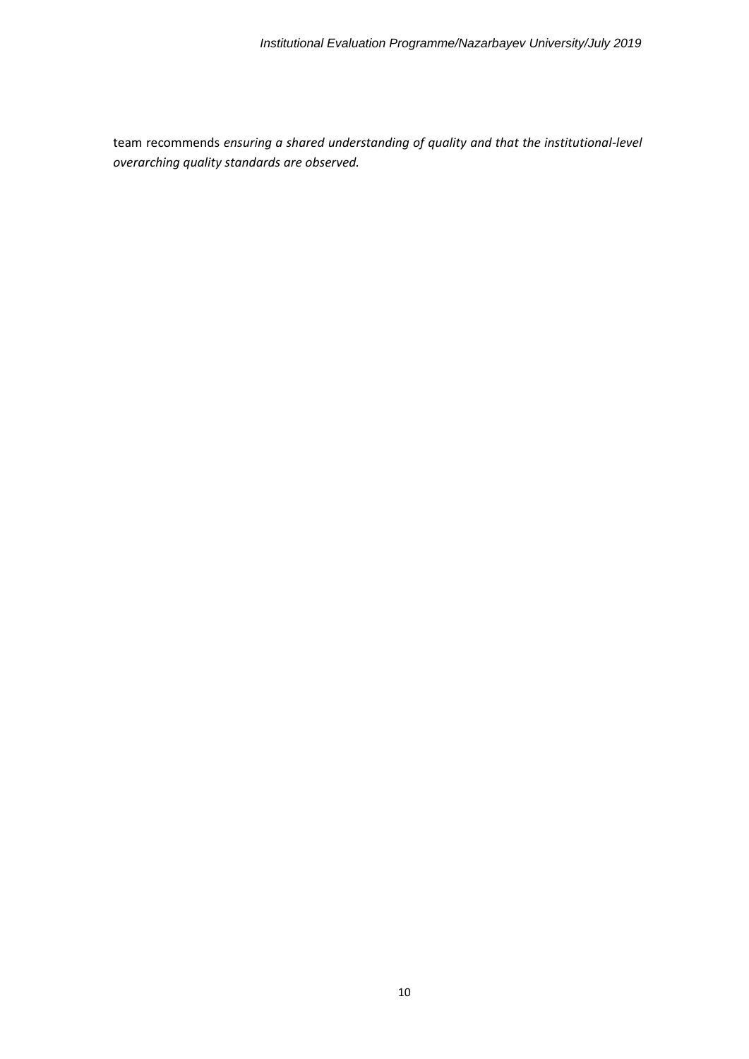team recommends *ensuring a shared understanding of quality and that the institutional-level overarching quality standards are observed.*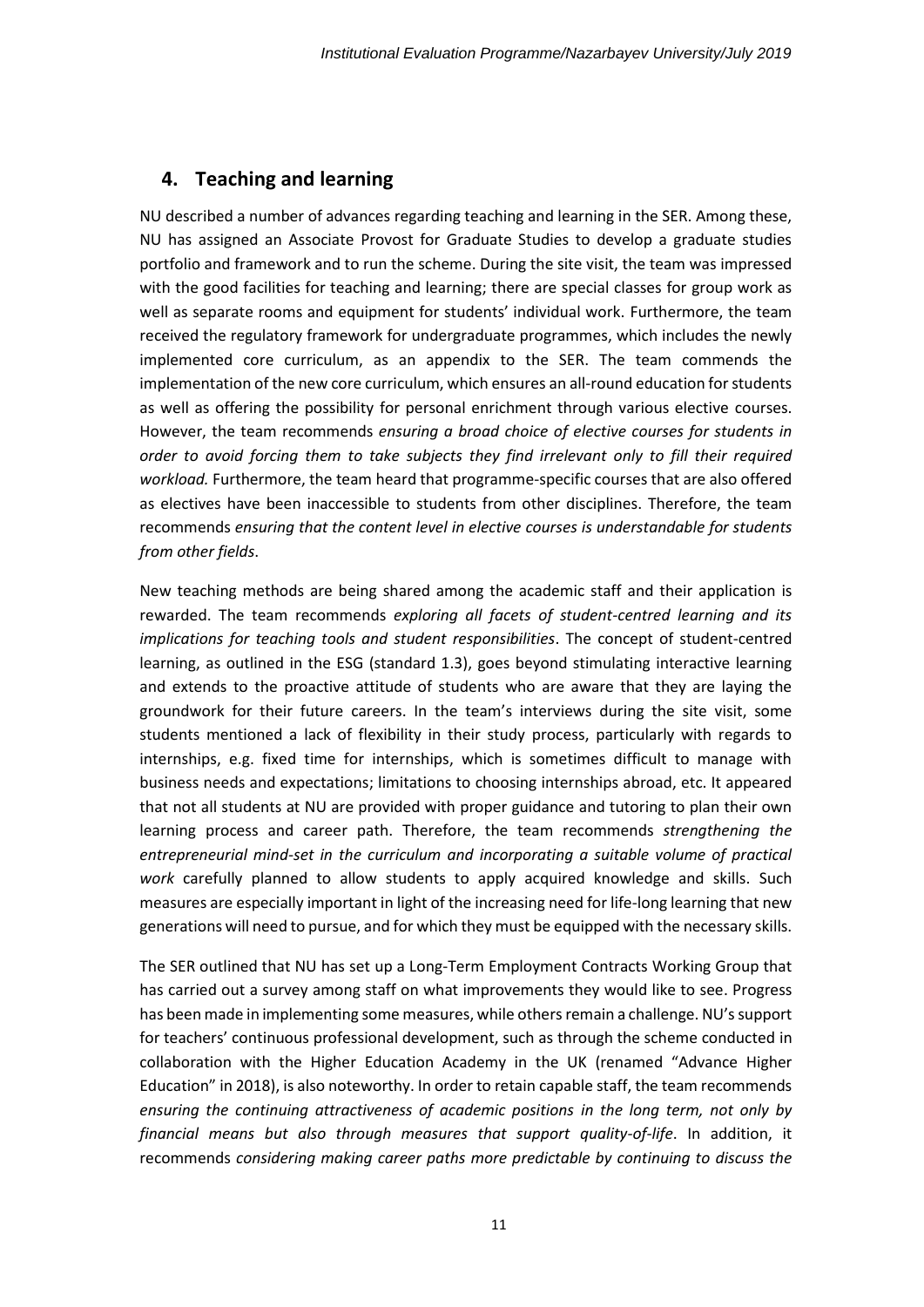## 4. Teaching and learning

NU described a number of advances regarding teaching and learning in the SER. Among these, NU has assigned an Associate Provost for Graduate Studies to develop a graduate studies portfolio and framework and to run the scheme. During the site visit, the team was impressed with the good facilities for teaching and learning; there are special classes for group work as well as separate rooms and equipment for students' individual work. Furthermore, the team received the regulatory framework for undergraduate programmes, which includes the newly implemented core curriculum, as an appendix to the SER. The team commends the implementation of the new core curriculum, which ensures an all-round education for students as well as offering the possibility for personal enrichment through various elective courses. However, the team recommends *ensuring a broad choice of elective courses for students in order to avoid forcing them to take subjects they find irrelevant only to fill their required workload.* Furthermore, the team heard that programme-specific courses that are also offered as electives have been inaccessible to students from other disciplines. Therefore, the team recommends *ensuring that the content level in elective courses is understandable for students from other fields*.

New teaching methods are being shared among the academic staff and their application is rewarded. The team recommends *exploring all facets of student-centred learning and its implications for teaching tools and student responsibilities*. The concept of student-centred learning, as outlined in the ESG (standard 1.3), goes beyond stimulating interactive learning and extends to the proactive attitude of students who are aware that they are laying the groundwork for their future careers. In the team's interviews during the site visit, some students mentioned a lack of flexibility in their study process, particularly with regards to internships, e.g. fixed time for internships, which is sometimes difficult to manage with business needs and expectations; limitations to choosing internships abroad, etc. It appeared that not all students at NU are provided with proper guidance and tutoring to plan their own learning process and career path. Therefore, the team recommends *strengthening the entrepreneurial mind-set in the curriculum and incorporating a suitable volume of practical work* carefully planned to allow students to apply acquired knowledge and skills. Such measures are especially important in light of the increasing need for life-long learning that new generations will need to pursue, and for which they must be equipped with the necessary skills.

The SER outlined that NU has set up a Long-Term Employment Contracts Working Group that has carried out a survey among staff on what improvements they would like to see. Progress has been made in implementing some measures, while others remain a challenge. NU's support for teachers' continuous professional development, such as through the scheme conducted in collaboration with the Higher Education Academy in the UK (renamed "Advance Higher Education" in 2018), is also noteworthy. In order to retain capable staff, the team recommends *ensuring the continuing attractiveness of academic positions in the long term, not only by financial means but also through measures that support quality-of-life*. In addition, it recommends *considering making career paths more predictable by continuing to discuss the*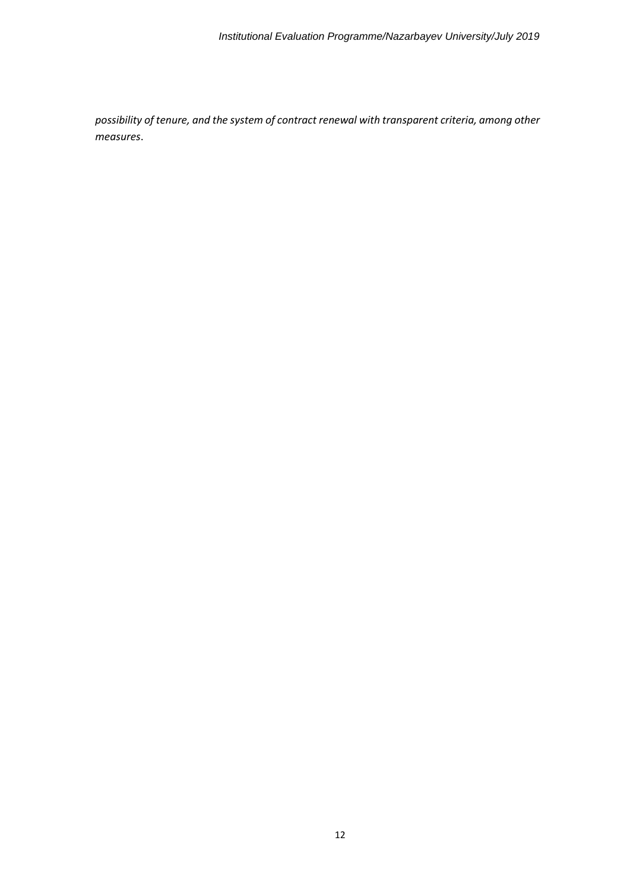*possibility of tenure, and the system of contract renewal with transparent criteria, among other measures*.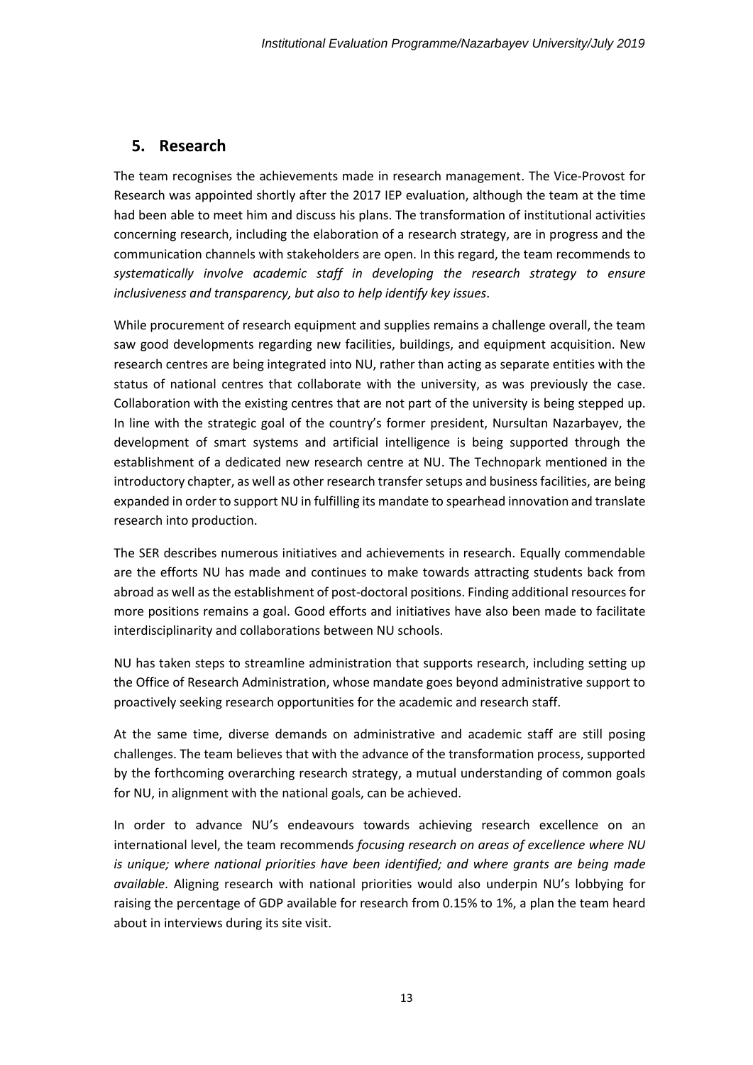## 5. Research

The team recognises the achievements made in research management. The Vice-Provost for Research was appointed shortly after the 2017 IEP evaluation, although the team at the time had been able to meet him and discuss his plans. The transformation of institutional activities concerning research, including the elaboration of a research strategy, are in progress and the communication channels with stakeholders are open. In this regard, the team recommends to *systematically involve academic staff in developing the research strategy to ensure inclusiveness and transparency, but also to help identify key issues*.

While procurement of research equipment and supplies remains a challenge overall, the team saw good developments regarding new facilities, buildings, and equipment acquisition. New research centres are being integrated into NU, rather than acting as separate entities with the status of national centres that collaborate with the university, as was previously the case. Collaboration with the existing centres that are not part of the university is being stepped up. In line with the strategic goal of the country's former president, Nursultan Nazarbayev, the development of smart systems and artificial intelligence is being supported through the establishment of a dedicated new research centre at NU. The Technopark mentioned in the introductory chapter, as well as other research transfer setups and business facilities, are being expanded in order to support NU in fulfilling its mandate to spearhead innovation and translate research into production.

The SER describes numerous initiatives and achievements in research. Equally commendable are the efforts NU has made and continues to make towards attracting students back from abroad as well as the establishment of post-doctoral positions. Finding additional resources for more positions remains a goal. Good efforts and initiatives have also been made to facilitate interdisciplinarity and collaborations between NU schools.

NU has taken steps to streamline administration that supports research, including setting up the Office of Research Administration, whose mandate goes beyond administrative support to proactively seeking research opportunities for the academic and research staff.

At the same time, diverse demands on administrative and academic staff are still posing challenges. The team believes that with the advance of the transformation process, supported by the forthcoming overarching research strategy, a mutual understanding of common goals for NU, in alignment with the national goals, can be achieved.

In order to advance NU's endeavours towards achieving research excellence on an international level, the team recommends *focusing research on areas of excellence where NU is unique; where national priorities have been identified; and where grants are being made available*. Aligning research with national priorities would also underpin NU's lobbying for raising the percentage of GDP available for research from 0.15% to 1%, a plan the team heard about in interviews during its site visit.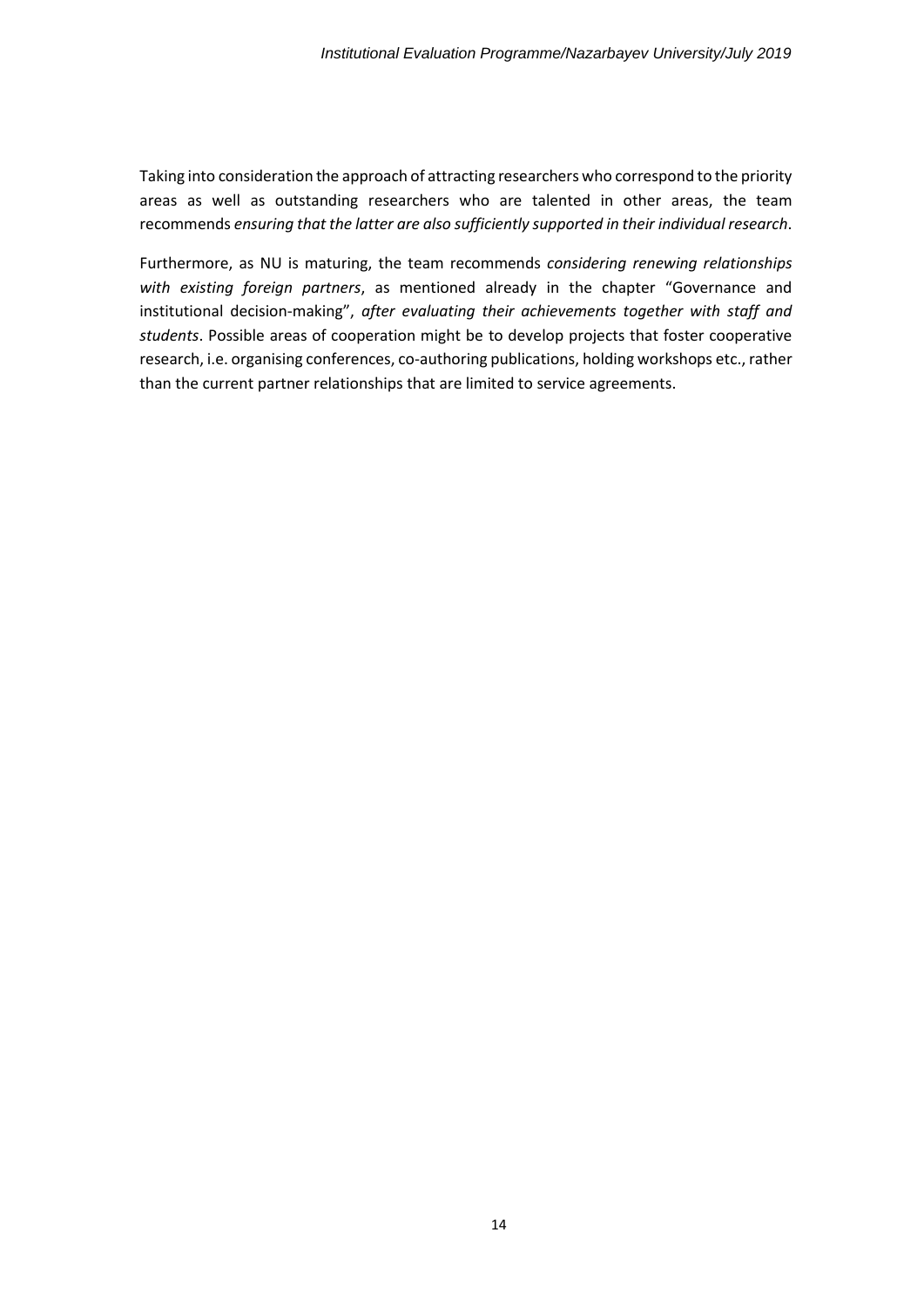Taking into consideration the approach of attracting researchers who correspond to the priority areas as well as outstanding researchers who are talented in other areas, the team recommends *ensuring that the latter are also sufficiently supported in their individual research*.

Furthermore, as NU is maturing, the team recommends *considering renewing relationships with existing foreign partners*, as mentioned already in the chapter "Governance and institutional decision-making", *after evaluating their achievements together with staff and students*. Possible areas of cooperation might be to develop projects that foster cooperative research, i.e. organising conferences, co-authoring publications, holding workshops etc., rather than the current partner relationships that are limited to service agreements.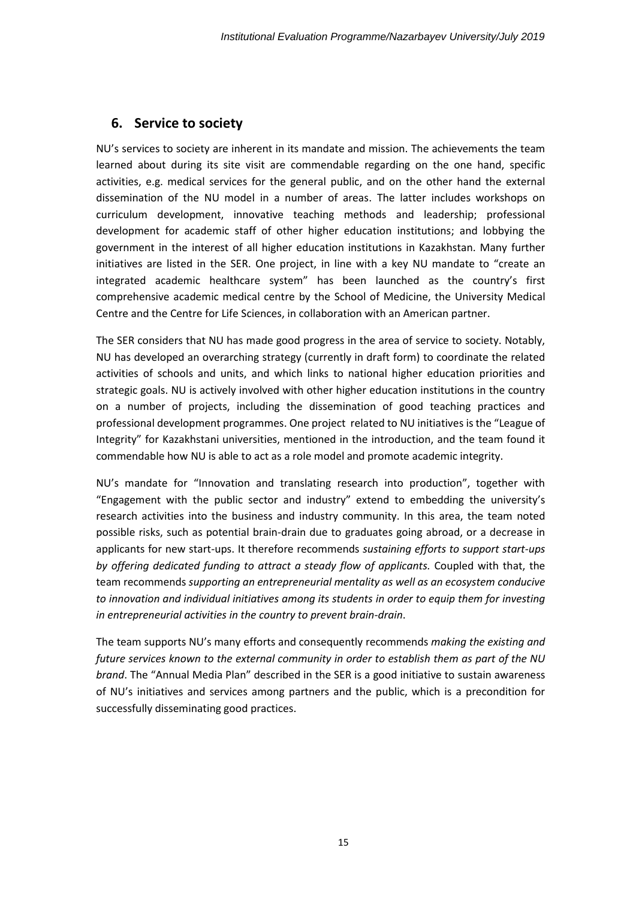## 6. Service to society

NU's services to society are inherent in its mandate and mission. The achievements the team learned about during its site visit are commendable regarding on the one hand, specific activities, e.g. medical services for the general public, and on the other hand the external dissemination of the NU model in a number of areas. The latter includes workshops on curriculum development, innovative teaching methods and leadership; professional development for academic staff of other higher education institutions; and lobbying the government in the interest of all higher education institutions in Kazakhstan. Many further initiatives are listed in the SER. One project, in line with a key NU mandate to "create an integrated academic healthcare system" has been launched as the country's first comprehensive academic medical centre by the School of Medicine, the University Medical Centre and the Centre for Life Sciences, in collaboration with an American partner.

The SER considers that NU has made good progress in the area of service to society. Notably, NU has developed an overarching strategy (currently in draft form) to coordinate the related activities of schools and units, and which links to national higher education priorities and strategic goals. NU is actively involved with other higher education institutions in the country on a number of projects, including the dissemination of good teaching practices and professional development programmes. One project related to NU initiatives is the "League of Integrity" for Kazakhstani universities, mentioned in the introduction, and the team found it commendable how NU is able to act as a role model and promote academic integrity.

NU's mandate for "Innovation and translating research into production", together with "Engagement with the public sector and industry" extend to embedding the university's research activities into the business and industry community. In this area, the team noted possible risks, such as potential brain-drain due to graduates going abroad, or a decrease in applicants for new start-ups. It therefore recommends *sustaining efforts to support start-ups by offering dedicated funding to attract a steady flow of applicants*. Coupled with that, the team recommends *supporting an entrepreneurial mentality as well as an ecosystem conducive to innovation and individual initiatives among its students in order to equip them for investing in entrepreneurial activities in the country to prevent brain-drain*.

The team supports NU's many efforts and consequently recommends *making the existing and future services known to the external community in order to establish them as part of the NU brand*. The "Annual Media Plan" described in the SER is a good initiative to sustain awareness of NU's initiatives and services among partners and the public, which is a precondition for successfully disseminating good practices.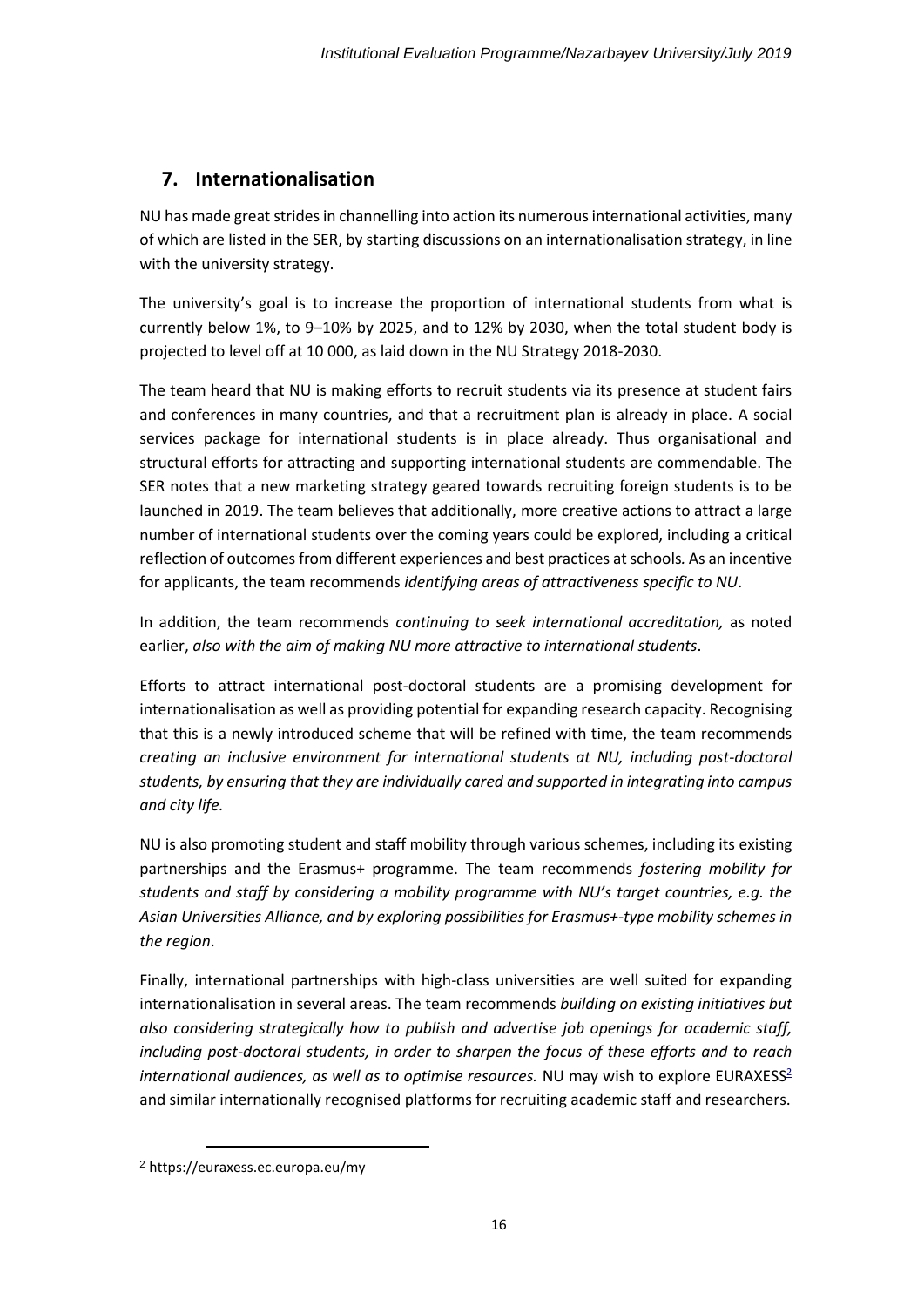## 7. Internationalisation

NU has made great strides in channelling into action its numerous international activities, many of which are listed in the SER, by starting discussions on an internationalisation strategy, in line with the university strategy.

The university's goal is to increase the proportion of international students from what is currently below 1%, to 9–10% by 2025, and to 12% by 2030, when the total student body is projected to level off at 10 000, as laid down in the NU Strategy 2018-2030.

The team heard that NU is making efforts to recruit students via its presence at student fairs and conferences in many countries, and that a recruitment plan is already in place. A social services package for international students is in place already. Thus organisational and structural efforts for attracting and supporting international students are commendable. The SER notes that a new marketing strategy geared towards recruiting foreign students is to be launched in 2019. The team believes that additionally, more creative actions to attract a large number of international students over the coming years could be explored, including a critical reflection of outcomes from different experiences and best practices at schools. As an incentive for applicants, the team recommends *identifying areas of attractiveness specific to NU*.

In addition, the team recommends *continuing to seek international accreditation,* as noted earlier, *also with the aim of making NU more attractive to international students*.

Efforts to attract international post-doctoral students are a promising development for internationalisation as well as providing potential for expanding research capacity. Recognising that this is a newly introduced scheme that will be refined with time, the team recommends *creating an inclusive environment for international students at NU, including post-doctoral students, by ensuring that they are individually cared and supported in integrating into campus and city life.*

NU is also promoting student and staff mobility through various schemes, including its existing partnerships and the Erasmus+ programme. The team recommends *fostering mobility for students and staff by considering a mobility programme with NU's target countries, e.g. the Asian Universities Alliance, and by exploring possibilities for Erasmus+-type mobility schemes in the region*.

Finally, international partnerships with high-class universities are well suited for expanding internationalisation in several areas. The team recommends *building on existing initiatives but also considering strategically how to publish and advertise job openings for academic staff, including post-doctoral students, in order to sharpen the focus of these efforts and to reach international audiences, as well as to optimise resources.* NU may wish to explore EURAXESS[2] and similar internationally recognised platforms for recruiting academic staff and researchers.

[2] https://euraxess.ec.europa.eu/my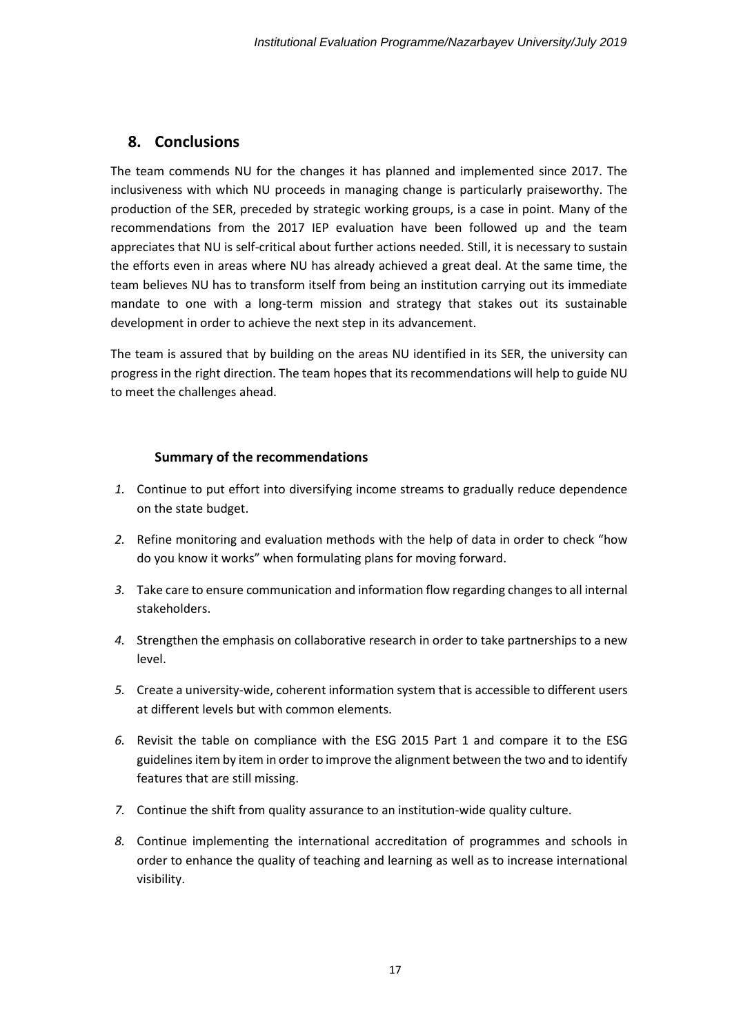## 8. Conclusions

The team commends NU for the changes it has planned and implemented since 2017. The inclusiveness with which NU proceeds in managing change is particularly praiseworthy. The production of the SER, preceded by strategic working groups, is a case in point. Many of the recommendations from the 2017 IEP evaluation have been followed up and the team appreciates that NU is self-critical about further actions needed. Still, it is necessary to sustain the efforts even in areas where NU has already achieved a great deal. At the same time, the team believes NU has to transform itself from being an institution carrying out its immediate mandate to one with a long-term mission and strategy that stakes out its sustainable development in order to achieve the next step in its advancement.

The team is assured that by building on the areas NU identified in its SER, the university can progress in the right direction. The team hopes that its recommendations will help to guide NU to meet the challenges ahead.

### Summary of the recommendations

1. Continue to put effort into diversifying income streams to gradually reduce dependence on the state budget.
2. Refine monitoring and evaluation methods with the help of data in order to check "how do you know it works" when formulating plans for moving forward.
3. Take care to ensure communication and information flow regarding changes to all internal stakeholders.
4. Strengthen the emphasis on collaborative research in order to take partnerships to a new level.
5. Create a university-wide, coherent information system that is accessible to different users at different levels but with common elements.
6. Revisit the table on compliance with the ESG 2015 Part 1 and compare it to the ESG guidelines item by item in order to improve the alignment between the two and to identify features that are still missing.
7. Continue the shift from quality assurance to an institution-wide quality culture.
8. Continue implementing the international accreditation of programmes and schools in order to enhance the quality of teaching and learning as well as to increase international visibility.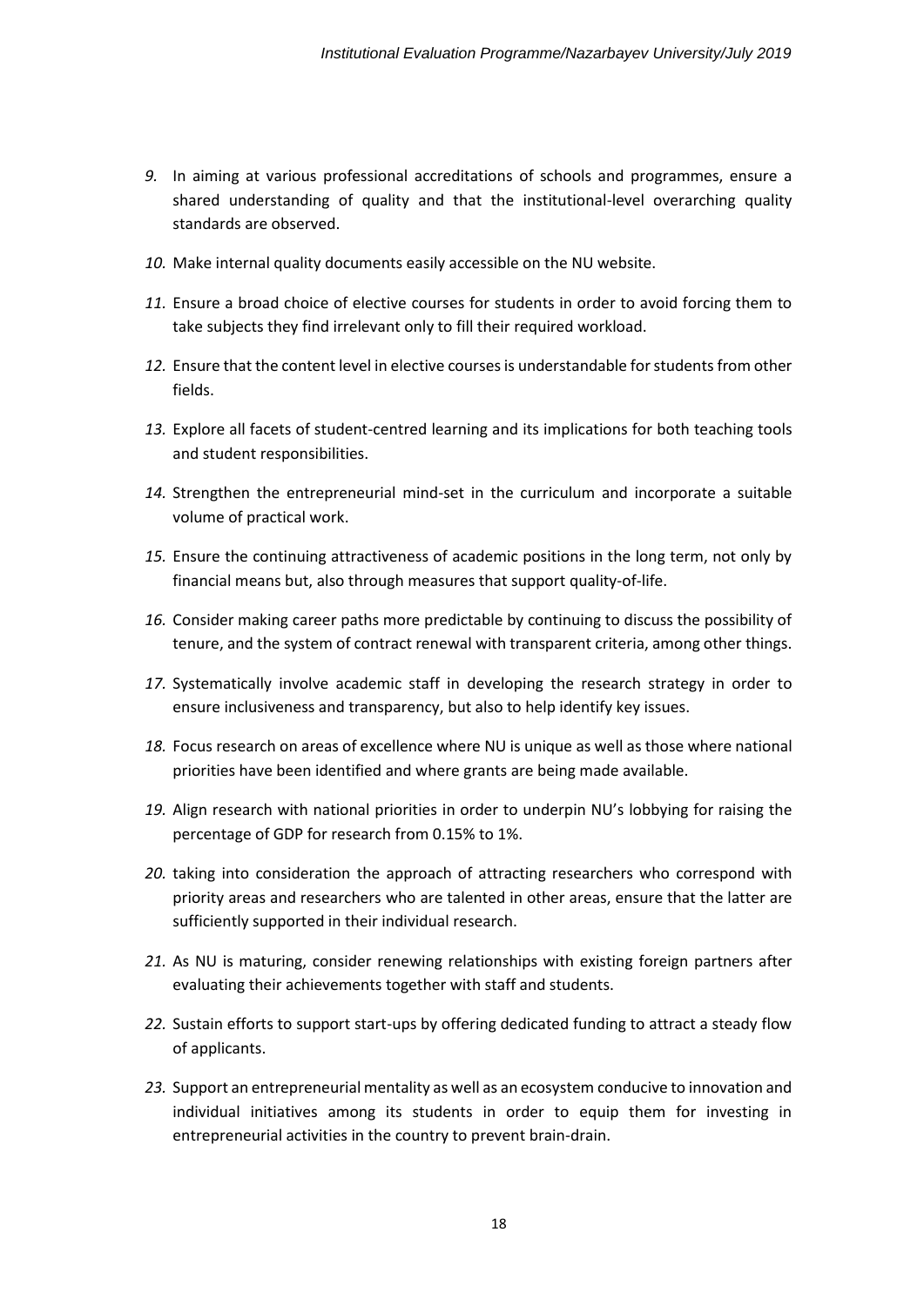9. In aiming at various professional accreditations of schools and programmes, ensure a shared understanding of quality and that the institutional-level overarching quality standards are observed.

10. Make internal quality documents easily accessible on the NU website.

11. Ensure a broad choice of elective courses for students in order to avoid forcing them to take subjects they find irrelevant only to fill their required workload.

12. Ensure that the content level in elective courses is understandable for students from other fields.

13. Explore all facets of student-centred learning and its implications for both teaching tools and student responsibilities.

14. Strengthen the entrepreneurial mind-set in the curriculum and incorporate a suitable volume of practical work.

15. Ensure the continuing attractiveness of academic positions in the long term, not only by financial means but, also through measures that support quality-of-life.

16. Consider making career paths more predictable by continuing to discuss the possibility of tenure, and the system of contract renewal with transparent criteria, among other things.

17. Systematically involve academic staff in developing the research strategy in order to ensure inclusiveness and transparency, but also to help identify key issues.

18. Focus research on areas of excellence where NU is unique as well as those where national priorities have been identified and where grants are being made available.

19. Align research with national priorities in order to underpin NU's lobbying for raising the percentage of GDP for research from 0.15% to 1%.

20. taking into consideration the approach of attracting researchers who correspond with priority areas and researchers who are talented in other areas, ensure that the latter are sufficiently supported in their individual research.

21. As NU is maturing, consider renewing relationships with existing foreign partners after evaluating their achievements together with staff and students.

22. Sustain efforts to support start-ups by offering dedicated funding to attract a steady flow of applicants.

23. Support an entrepreneurial mentality as well as an ecosystem conducive to innovation and individual initiatives among its students in order to equip them for investing in entrepreneurial activities in the country to prevent brain-drain.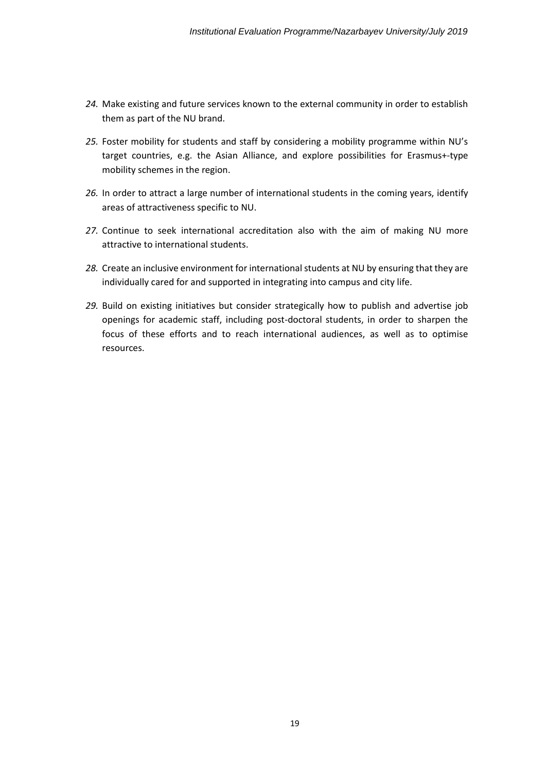24. Make existing and future services known to the external community in order to establish them as part of the NU brand.
25. Foster mobility for students and staff by considering a mobility programme within NU's target countries, e.g. the Asian Alliance, and explore possibilities for Erasmus+-type mobility schemes in the region.
26. In order to attract a large number of international students in the coming years, identify areas of attractiveness specific to NU.
27. Continue to seek international accreditation also with the aim of making NU more attractive to international students.
28. Create an inclusive environment for international students at NU by ensuring that they are individually cared for and supported in integrating into campus and city life.
29. Build on existing initiatives but consider strategically how to publish and advertise job openings for academic staff, including post-doctoral students, in order to sharpen the focus of these efforts and to reach international audiences, as well as to optimise resources.